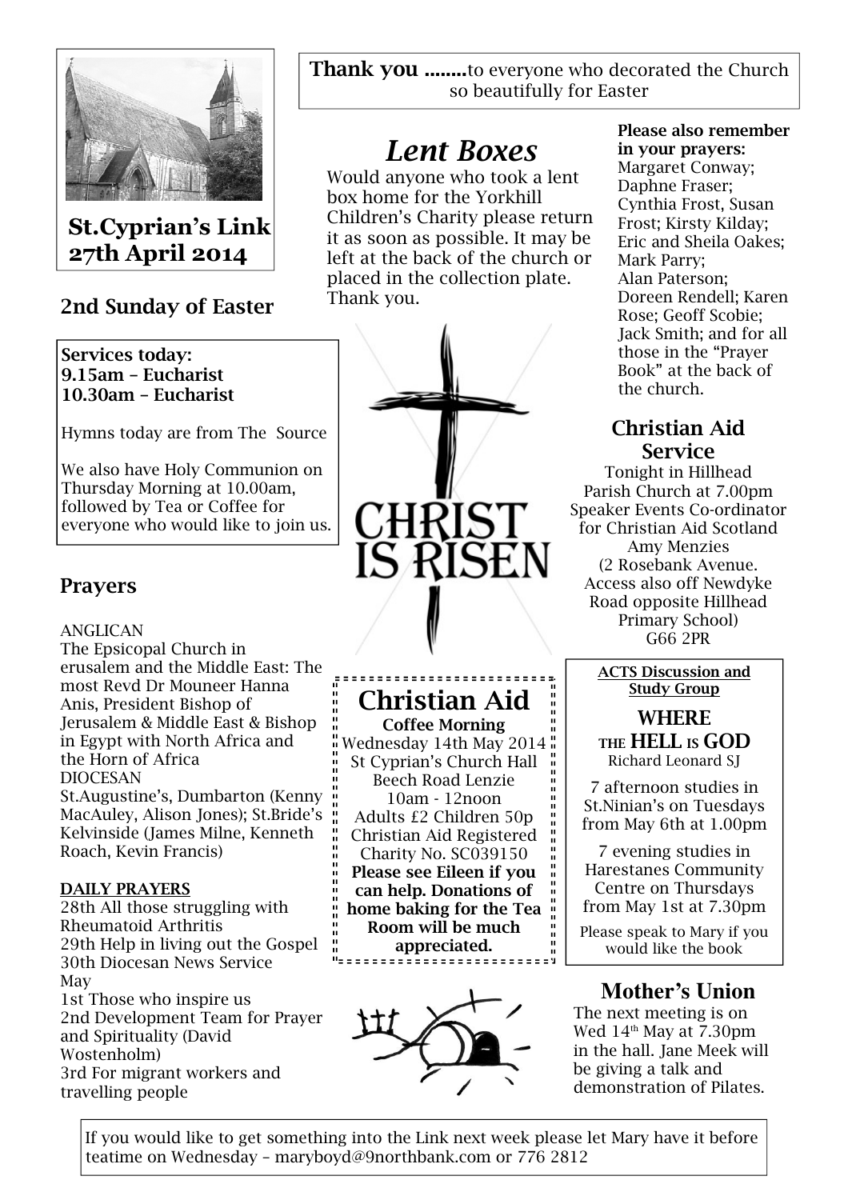**St.Cyprian's Link**
**27th April 2014**

**Thank you ........**to everyone who decorated the Church so beautifully for Easter

## 2nd Sunday of Easter

**Services today:**
**9.15am – Eucharist**
**10.30am – Eucharist**

Hymns today are from The Source

We also have Holy Communion on Thursday Morning at 10.00am, followed by Tea or Coffee for everyone who would like to join us.

## Prayers

ANGLICAN
The Epsicopal Church in erusalem and the Middle East: The most Revd Dr Mouneer Hanna Anis, President Bishop of Jerusalem & Middle East & Bishop in Egypt with North Africa and the Horn of Africa
DIOCESAN
St.Augustine's, Dumbarton (Kenny MacAuley, Alison Jones); St.Bride's Kelvinside (James Milne, Kenneth Roach, Kevin Francis)

**DAILY PRAYERS**
28th All those struggling with Rheumatoid Arthritis
29th Help in living out the Gospel
30th Diocesan News Service
May
1st Those who inspire us
2nd Development Team for Prayer and Spirituality (David Wostenholm)
3rd For migrant workers and travelling people

## *Lent Boxes*

Would anyone who took a lent box home for the Yorkhill Children's Charity please return it as soon as possible. It may be left at the back of the church or placed in the collection plate. Thank you.

CHRIST IS RISEN

## Christian Aid

**Coffee Morning**
Wednesday 14th May 2014
St Cyprian's Church Hall
Beech Road Lenzie
10am - 12noon
Adults £2 Children 50p
Christian Aid Registered Charity No. SC039150
**Please see Eileen if you can help. Donations of home baking for the Tea Room will be much appreciated.**

**Please also remember in your prayers:**
Margaret Conway; Daphne Fraser; Cynthia Frost, Susan Frost; Kirsty Kilday; Eric and Sheila Oakes; Mark Parry; Alan Paterson; Doreen Rendell; Karen Rose; Geoff Scobie; Jack Smith; and for all those in the "Prayer Book" at the back of the church.

## Christian Aid Service

Tonight in Hillhead Parish Church at 7.00pm
Speaker Events Co-ordinator for Christian Aid Scotland
Amy Menzies
(2 Rosebank Avenue. Access also off Newdyke Road opposite Hillhead Primary School)
G66 2PR

**ACTS Discussion and Study Group**

**WHERE THE HELL IS GOD**
Richard Leonard SJ

7 afternoon studies in St.Ninian's on Tuesdays from May 6th at 1.00pm

7 evening studies in Harestanes Community Centre on Thursdays from May 1st at 7.30pm

Please speak to Mary if you would like the book

## Mother's Union

The next meeting is on Wed 14th May at 7.30pm in the hall. Jane Meek will be giving a talk and demonstration of Pilates.

If you would like to get something into the Link next week please let Mary have it before teatime on Wednesday – maryboyd@9northbank.com or 776 2812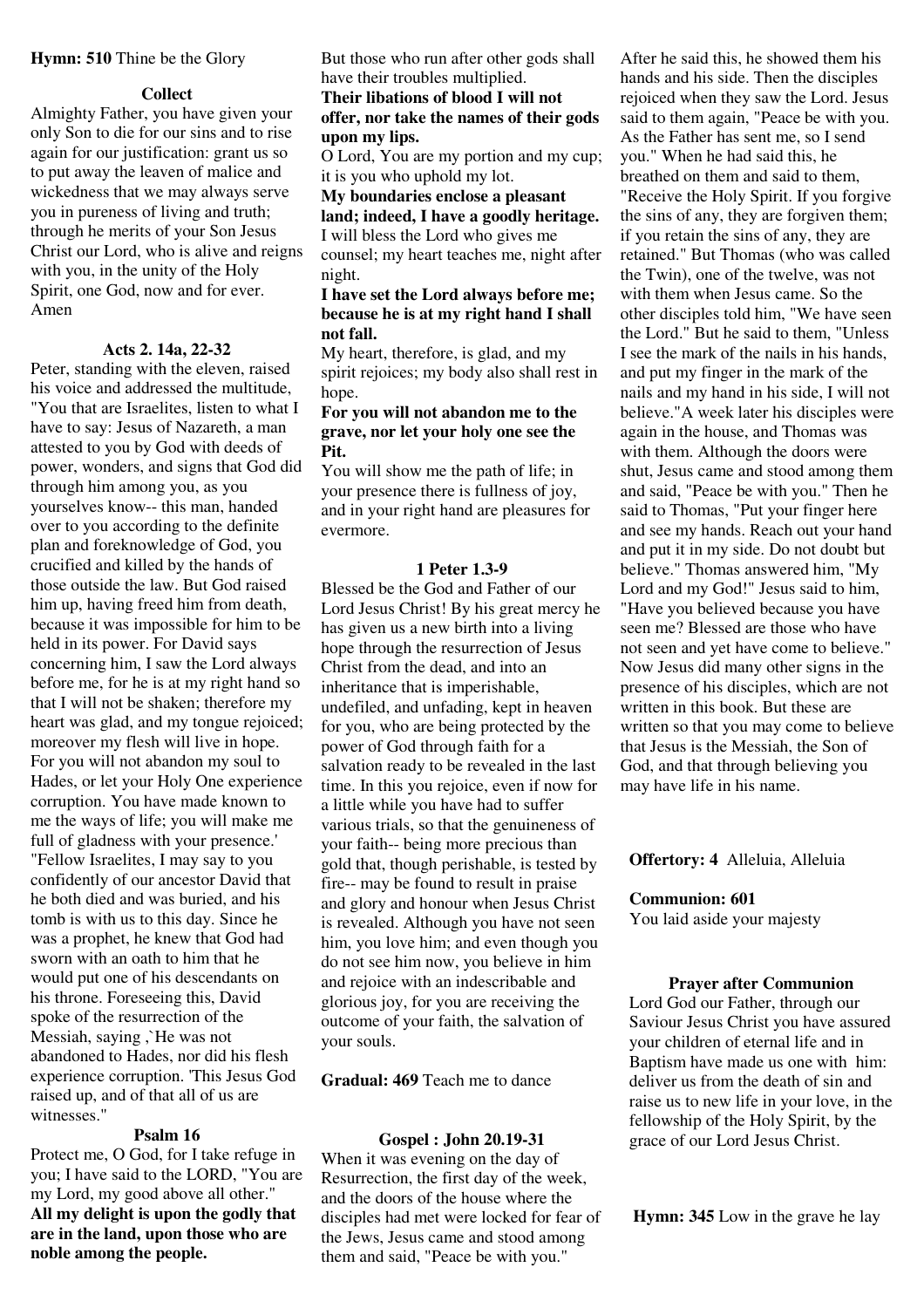**Hymn: 510** Thine be the Glory

### Collect

Almighty Father, you have given your only Son to die for our sins and to rise again for our justification: grant us so to put away the leaven of malice and wickedness that we may always serve you in pureness of living and truth; through he merits of your Son Jesus Christ our Lord, who is alive and reigns with you, in the unity of the Holy Spirit, one God, now and for ever. Amen

### Acts 2. 14a, 22-32

Peter, standing with the eleven, raised his voice and addressed the multitude, "You that are Israelites, listen to what I have to say: Jesus of Nazareth, a man attested to you by God with deeds of power, wonders, and signs that God did through him among you, as you yourselves know-- this man, handed over to you according to the definite plan and foreknowledge of God, you crucified and killed by the hands of those outside the law. But God raised him up, having freed him from death, because it was impossible for him to be held in its power. For David says concerning him, I saw the Lord always before me, for he is at my right hand so that I will not be shaken; therefore my heart was glad, and my tongue rejoiced; moreover my flesh will live in hope. For you will not abandon my soul to Hades, or let your Holy One experience corruption. You have made known to me the ways of life; you will make me full of gladness with your presence.' "Fellow Israelites, I may say to you confidently of our ancestor David that he both died and was buried, and his tomb is with us to this day. Since he was a prophet, he knew that God had sworn with an oath to him that he would put one of his descendants on his throne. Foreseeing this, David spoke of the resurrection of the Messiah, saying ,`He was not abandoned to Hades, nor did his flesh experience corruption. 'This Jesus God raised up, and of that all of us are witnesses."

### Psalm 16

Protect me, O God, for I take refuge in you; I have said to the LORD, "You are my Lord, my good above all other."
**All my delight is upon the godly that are in the land, upon those who are noble among the people.**
But those who run after other gods shall have their troubles multiplied.
**Their libations of blood I will not offer, nor take the names of their gods upon my lips.**
O Lord, You are my portion and my cup; it is you who uphold my lot.
**My boundaries enclose a pleasant land; indeed, I have a goodly heritage.**
I will bless the Lord who gives me counsel; my heart teaches me, night after night.
**I have set the Lord always before me; because he is at my right hand I shall not fall.**
My heart, therefore, is glad, and my spirit rejoices; my body also shall rest in hope.
**For you will not abandon me to the grave, nor let your holy one see the Pit.**
You will show me the path of life; in your presence there is fullness of joy, and in your right hand are pleasures for evermore.

### 1 Peter 1.3-9

Blessed be the God and Father of our Lord Jesus Christ! By his great mercy he has given us a new birth into a living hope through the resurrection of Jesus Christ from the dead, and into an inheritance that is imperishable, undefiled, and unfading, kept in heaven for you, who are being protected by the power of God through faith for a salvation ready to be revealed in the last time. In this you rejoice, even if now for a little while you have had to suffer various trials, so that the genuineness of your faith-- being more precious than gold that, though perishable, is tested by fire-- may be found to result in praise and glory and honour when Jesus Christ is revealed. Although you have not seen him, you love him; and even though you do not see him now, you believe in him and rejoice with an indescribable and glorious joy, for you are receiving the outcome of your faith, the salvation of your souls.

**Gradual: 469** Teach me to dance

### Gospel : John 20.19-31

When it was evening on the day of Resurrection, the first day of the week, and the doors of the house where the disciples had met were locked for fear of the Jews, Jesus came and stood among them and said, "Peace be with you." After he said this, he showed them his hands and his side. Then the disciples rejoiced when they saw the Lord. Jesus said to them again, "Peace be with you. As the Father has sent me, so I send you." When he had said this, he breathed on them and said to them, "Receive the Holy Spirit. If you forgive the sins of any, they are forgiven them; if you retain the sins of any, they are retained." But Thomas (who was called the Twin), one of the twelve, was not with them when Jesus came. So the other disciples told him, "We have seen the Lord." But he said to them, "Unless I see the mark of the nails in his hands, and put my finger in the mark of the nails and my hand in his side, I will not believe."A week later his disciples were again in the house, and Thomas was with them. Although the doors were shut, Jesus came and stood among them and said, "Peace be with you." Then he said to Thomas, "Put your finger here and see my hands. Reach out your hand and put it in my side. Do not doubt but believe." Thomas answered him, "My Lord and my God!" Jesus said to him, "Have you believed because you have seen me? Blessed are those who have not seen and yet have come to believe." Now Jesus did many other signs in the presence of his disciples, which are not written in this book. But these are written so that you may come to believe that Jesus is the Messiah, the Son of God, and that through believing you may have life in his name.

**Offertory: 4** Alleluia, Alleluia

**Communion: 601**
You laid aside your majesty

### Prayer after Communion

Lord God our Father, through our Saviour Jesus Christ you have assured your children of eternal life and in Baptism have made us one with him: deliver us from the death of sin and raise us to new life in your love, in the fellowship of the Holy Spirit, by the grace of our Lord Jesus Christ.

**Hymn: 345** Low in the grave he lay